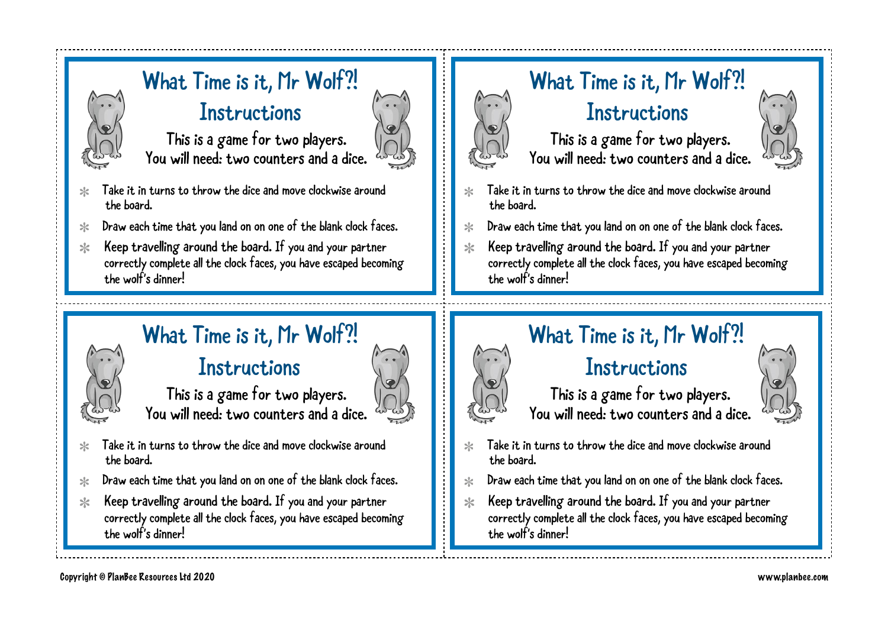# What Time is it, Mr Wolf?!

## Instructions

This is a game for two players.
You will need: two counters and a dice.

- Take it in turns to throw the dice and move clockwise around the board.
- Draw each time that you land on on one of the blank clock faces.
- Keep travelling around the board. If you and your partner correctly complete all the clock faces, you have escaped becoming the wolf's dinner!

# What Time is it, Mr Wolf?!

## Instructions

This is a game for two players.
You will need: two counters and a dice.

- Take it in turns to throw the dice and move clockwise around the board.
- Draw each time that you land on on one of the blank clock faces.
- Keep travelling around the board. If you and your partner correctly complete all the clock faces, you have escaped becoming the wolf's dinner!

# What Time is it, Mr Wolf?!

## Instructions

This is a game for two players.
You will need: two counters and a dice.

- Take it in turns to throw the dice and move clockwise around the board.
- Draw each time that you land on on one of the blank clock faces.
- Keep travelling around the board. If you and your partner correctly complete all the clock faces, you have escaped becoming the wolf's dinner!

# What Time is it, Mr Wolf?!

## Instructions

This is a game for two players.
You will need: two counters and a dice.

- Take it in turns to throw the dice and move clockwise around the board.
- Draw each time that you land on on one of the blank clock faces.
- Keep travelling around the board. If you and your partner correctly complete all the clock faces, you have escaped becoming the wolf's dinner!

Copyright © PlanBee Resources Ltd 2020

www.planbee.com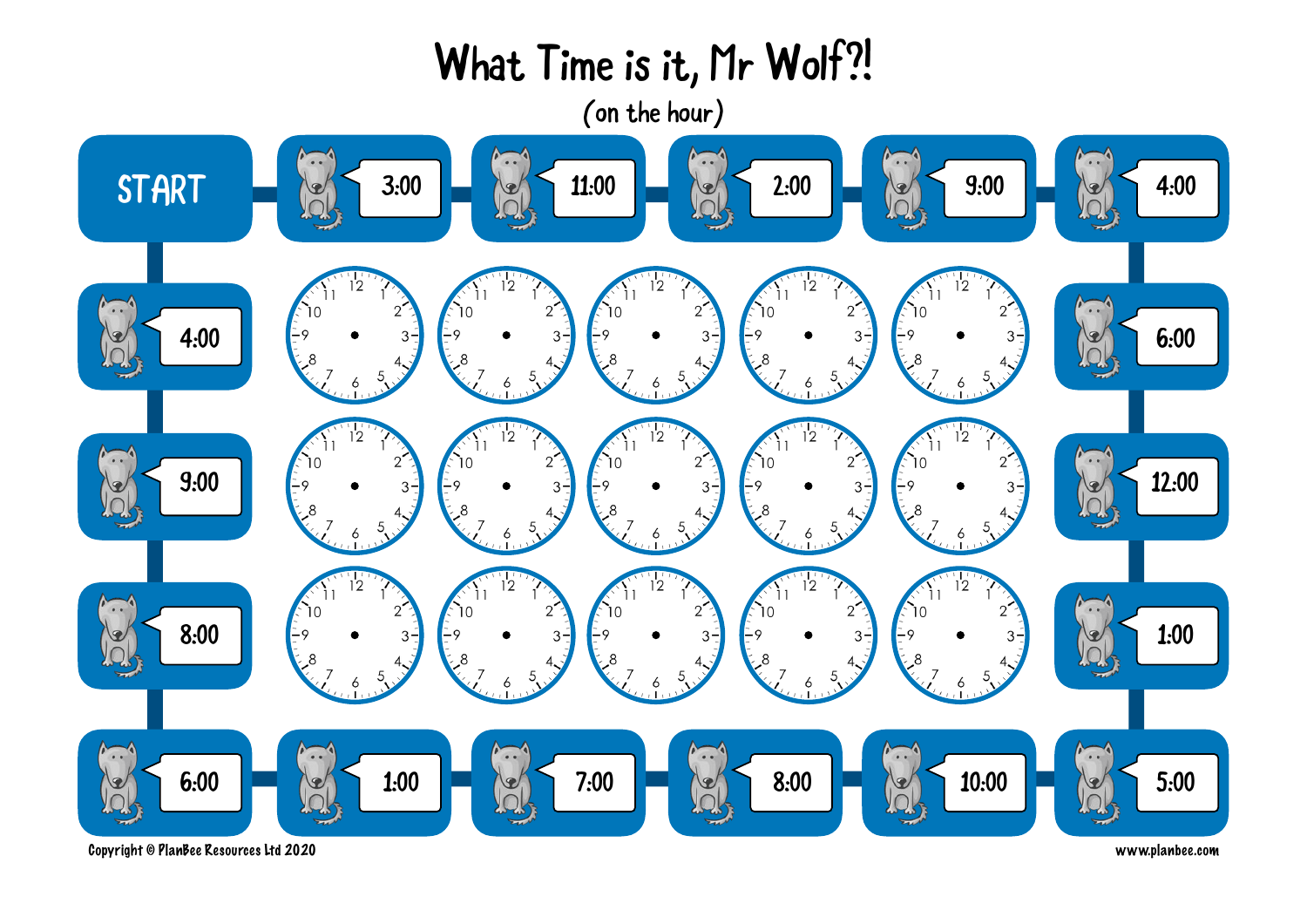# What Time is it, Mr Wolf?!

(on the hour)

START

3:00

11:00

2:00

9:00

4:00

6:00

12:00

1:00

5:00

10:00

8:00

7:00

1:00

6:00

8:00

9:00

4:00

Copyright © PlanBee Resources Ltd 2020

www.planbee.com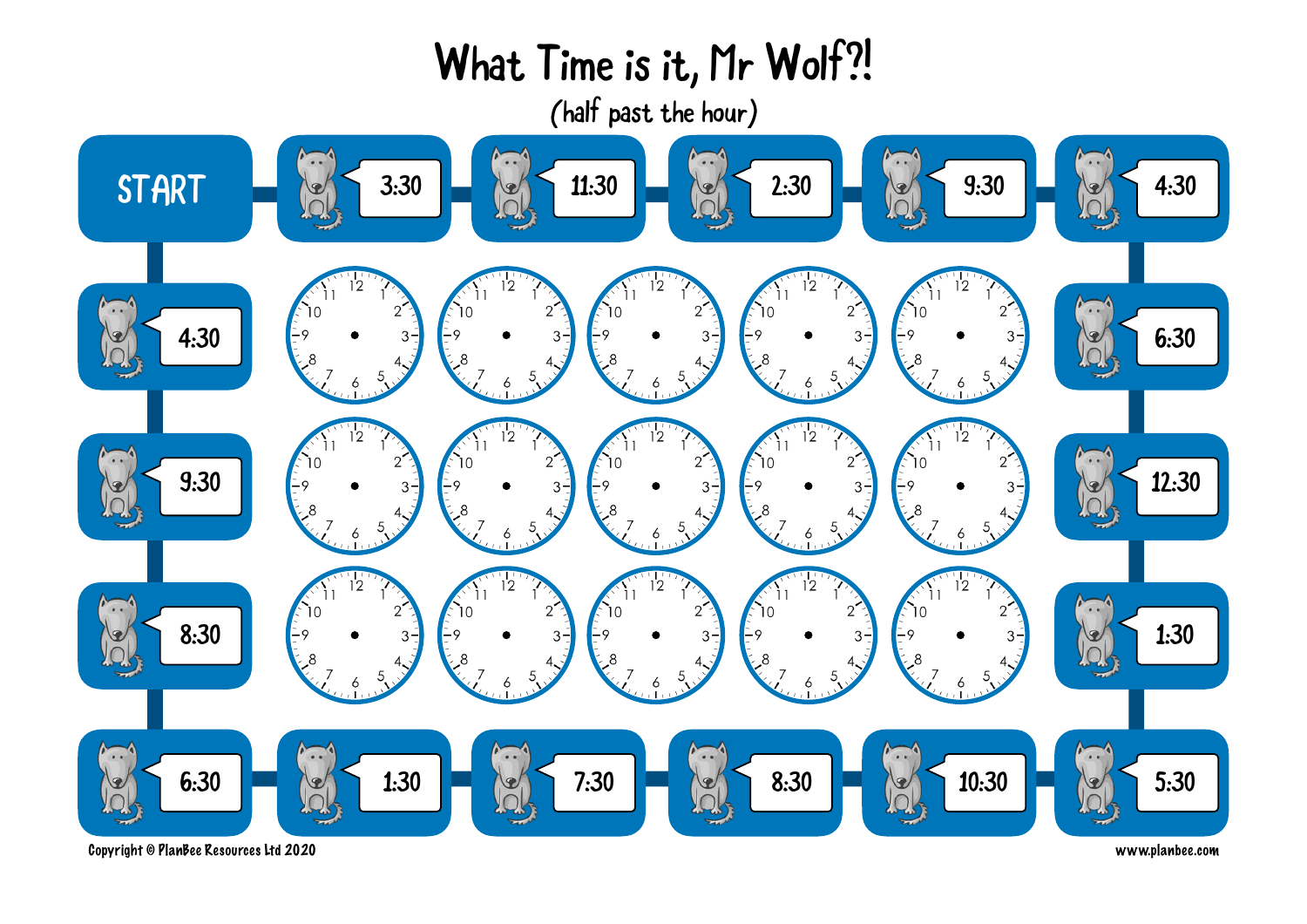# What Time is it, Mr Wolf?!

(half past the hour)

START

3:30

11:30

2:30

9:30

4:30

4:30

6:30

9:30

12:30

8:30

1:30

6:30

1:30

7:30

8:30

10:30

5:30

Copyright © PlanBee Resources Ltd 2020

www.planbee.com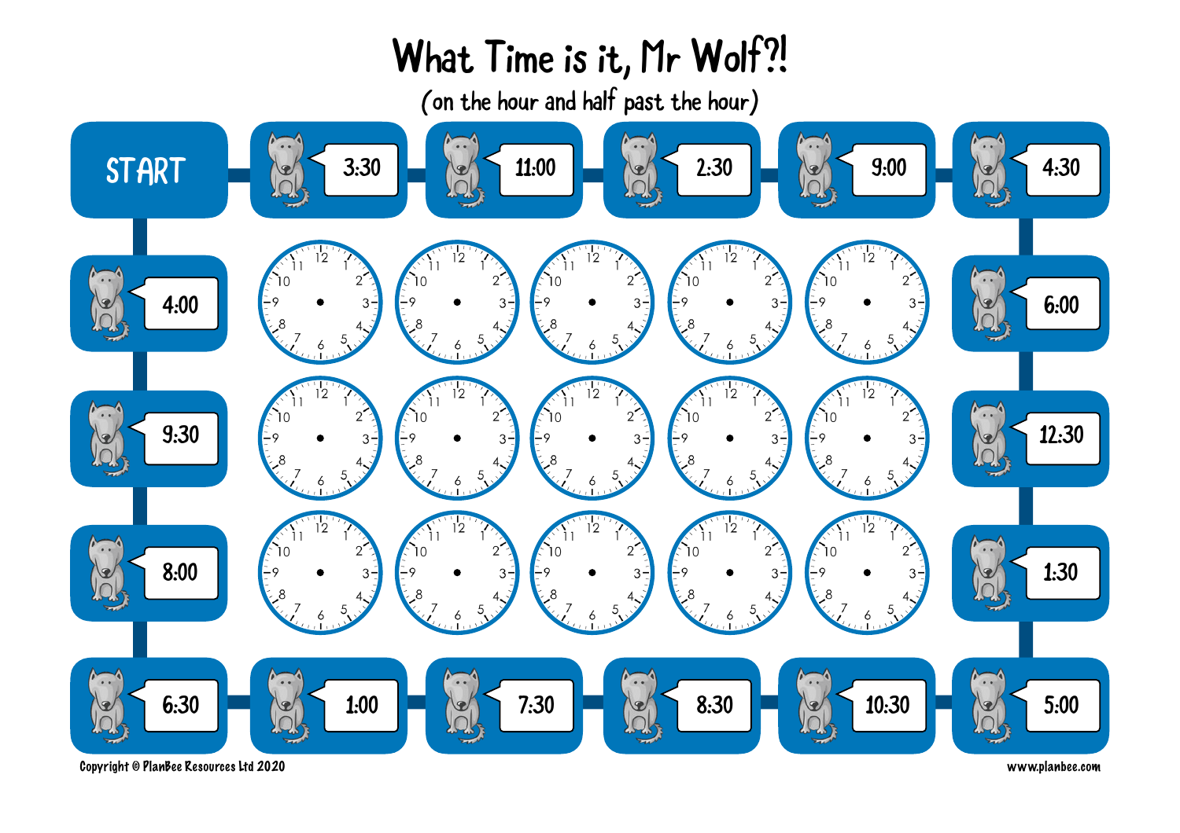# What Time is it, Mr Wolf?!

(on the hour and half past the hour)

START

3:30

11:00

2:30

9:00

4:30

6:00

12:30

1:30

5:00

10:30

8:30

7:30

1:00

6:30

8:00

9:30

4:00

Copyright © PlanBee Resources Ltd 2020

www.planbee.com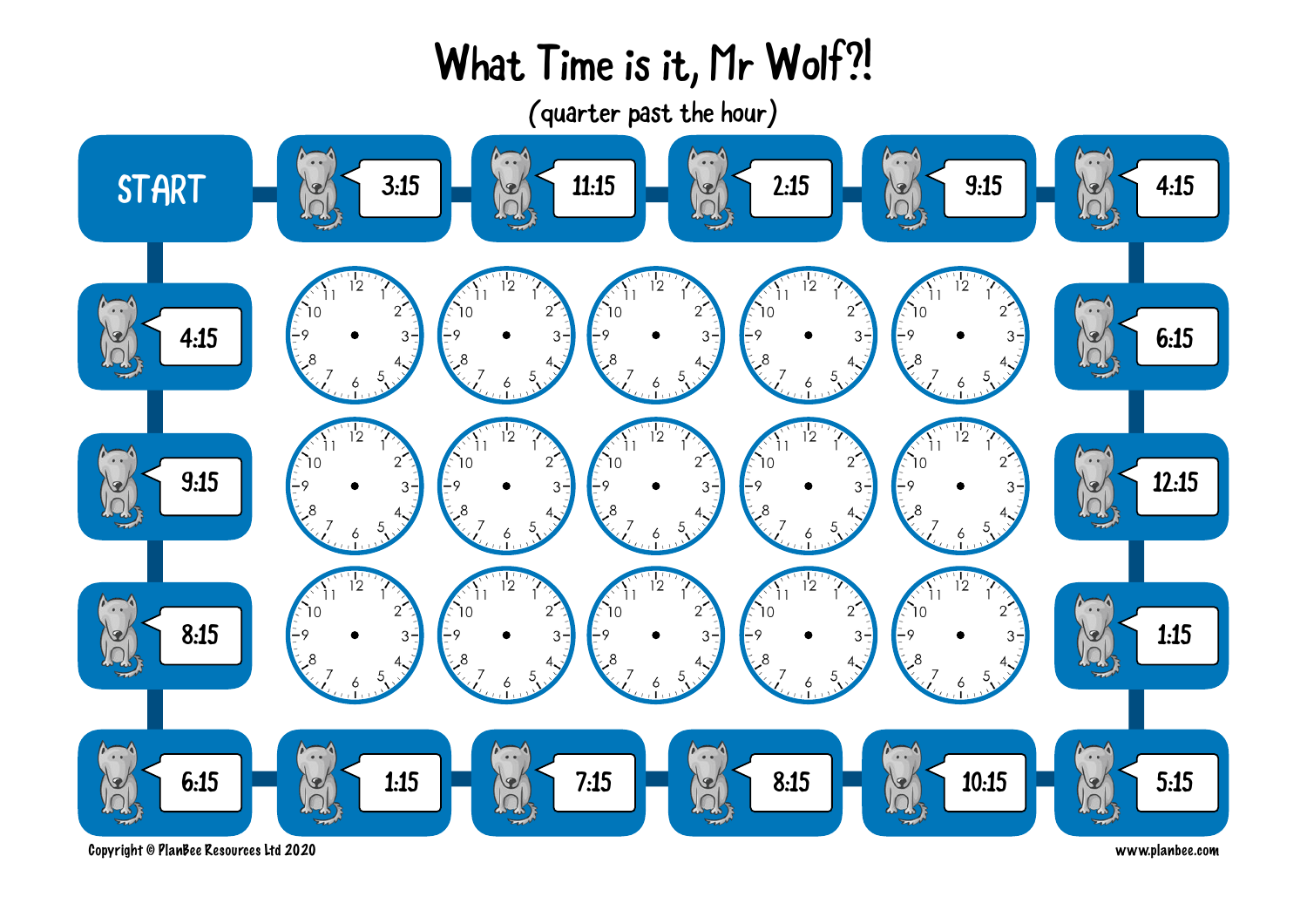# What Time is it, Mr Wolf?!

(quarter past the hour)

START

3:15

11:15

2:15

9:15

4:15

6:15

12:15

1:15

5:15

10:15

8:15

7:15

1:15

6:15

8:15

9:15

4:15

Copyright © PlanBee Resources Ltd 2020

www.planbee.com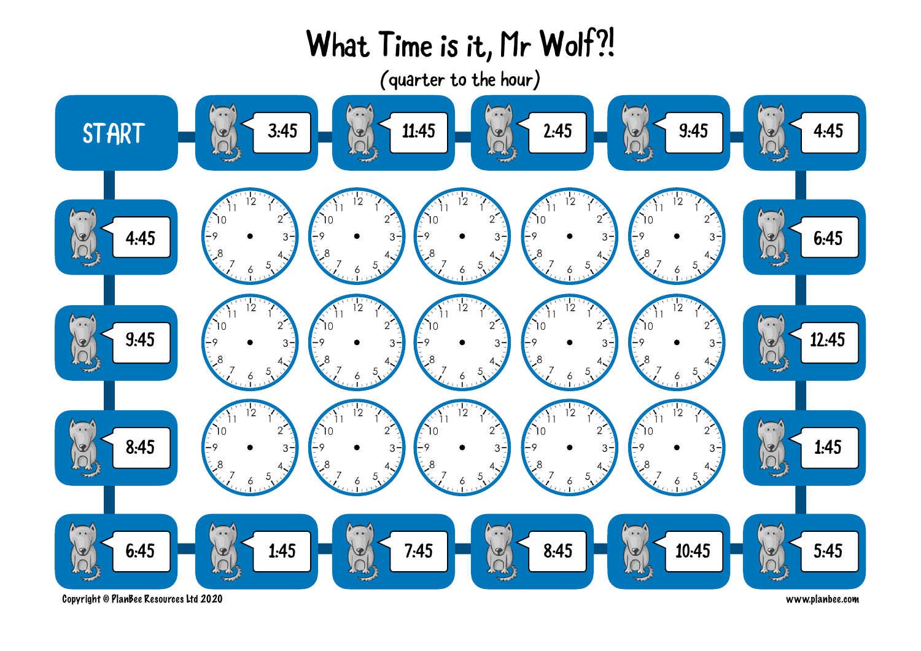# What Time is it, Mr Wolf?!

(quarter to the hour)

START

3:45

11:45

2:45

9:45

4:45

6:45

12:45

1:45

5:45

10:45

8:45

7:45

1:45

6:45

8:45

9:45

4:45

Copyright © PlanBee Resources Ltd 2020

www.planbee.com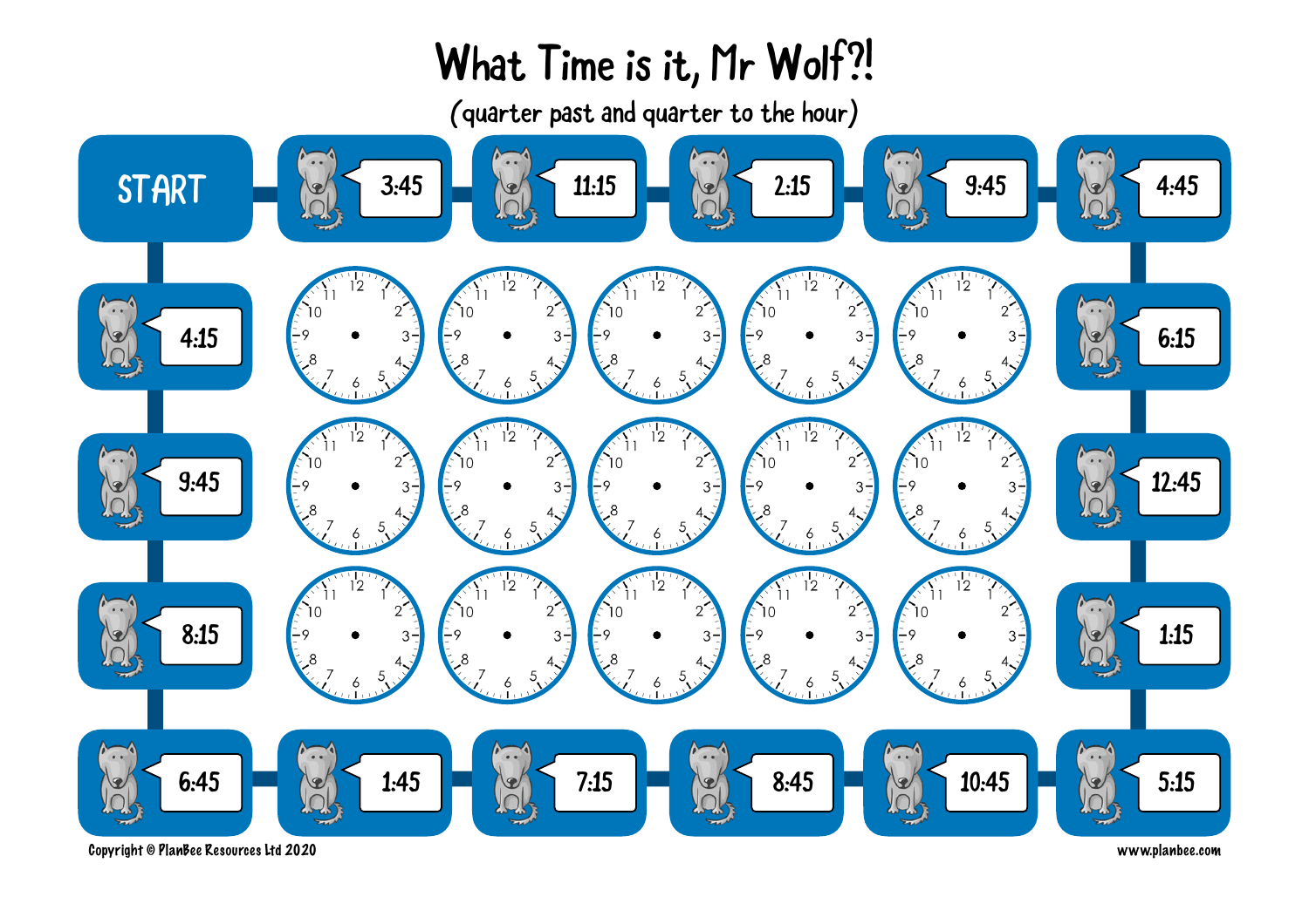# What Time is it, Mr Wolf?!

(quarter past and quarter to the hour)

START

3:45

11:15

2:15

9:45

4:45

6:15

12:45

1:15

5:15

10:45

8:45

7:15

1:45

6:45

8:15

9:45

4:15

Copyright © PlanBee Resources Ltd 2020

www.planbee.com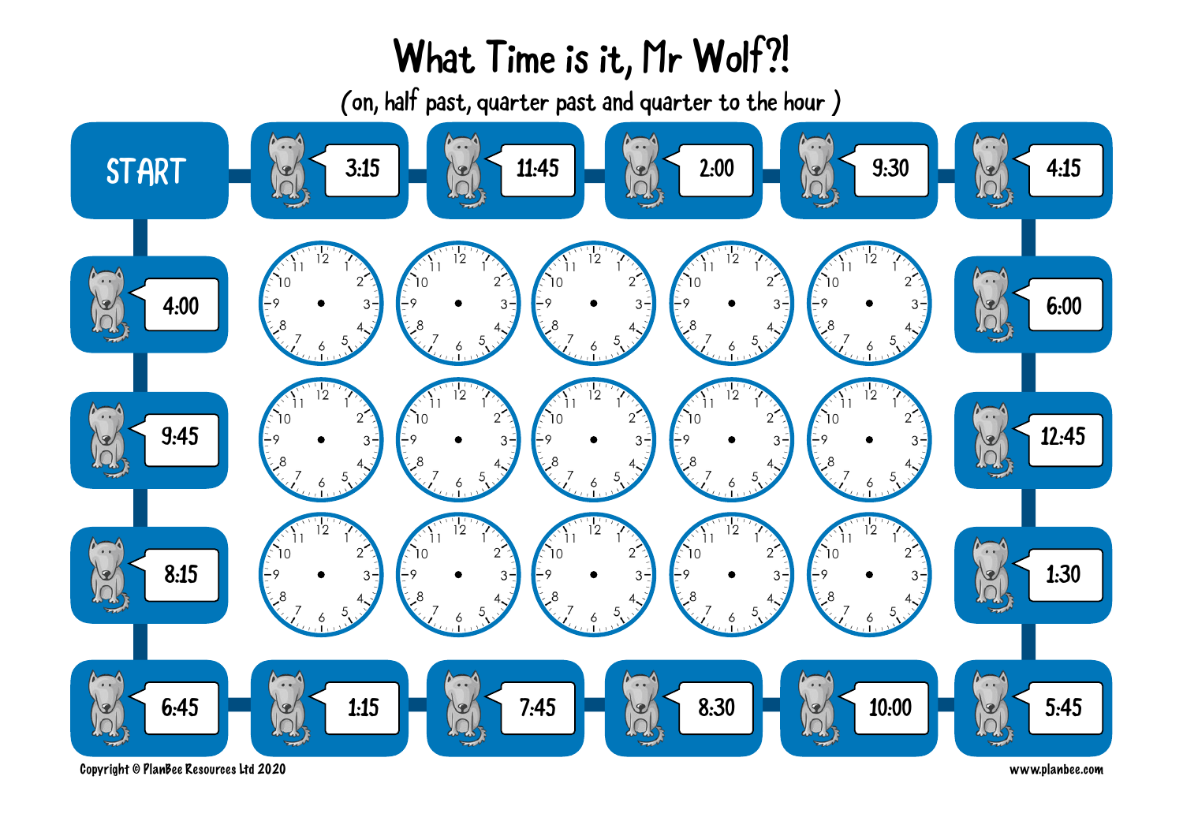# What Time is it, Mr Wolf?!

(on, half past, quarter past and quarter to the hour )

START

3:15

11:45

2:00

9:30

4:15

6:00

12:45

1:30

5:45

10:00

8:30

7:45

1:15

6:45

8:15

9:45

4:00

Copyright © PlanBee Resources Ltd 2020

www.planbee.com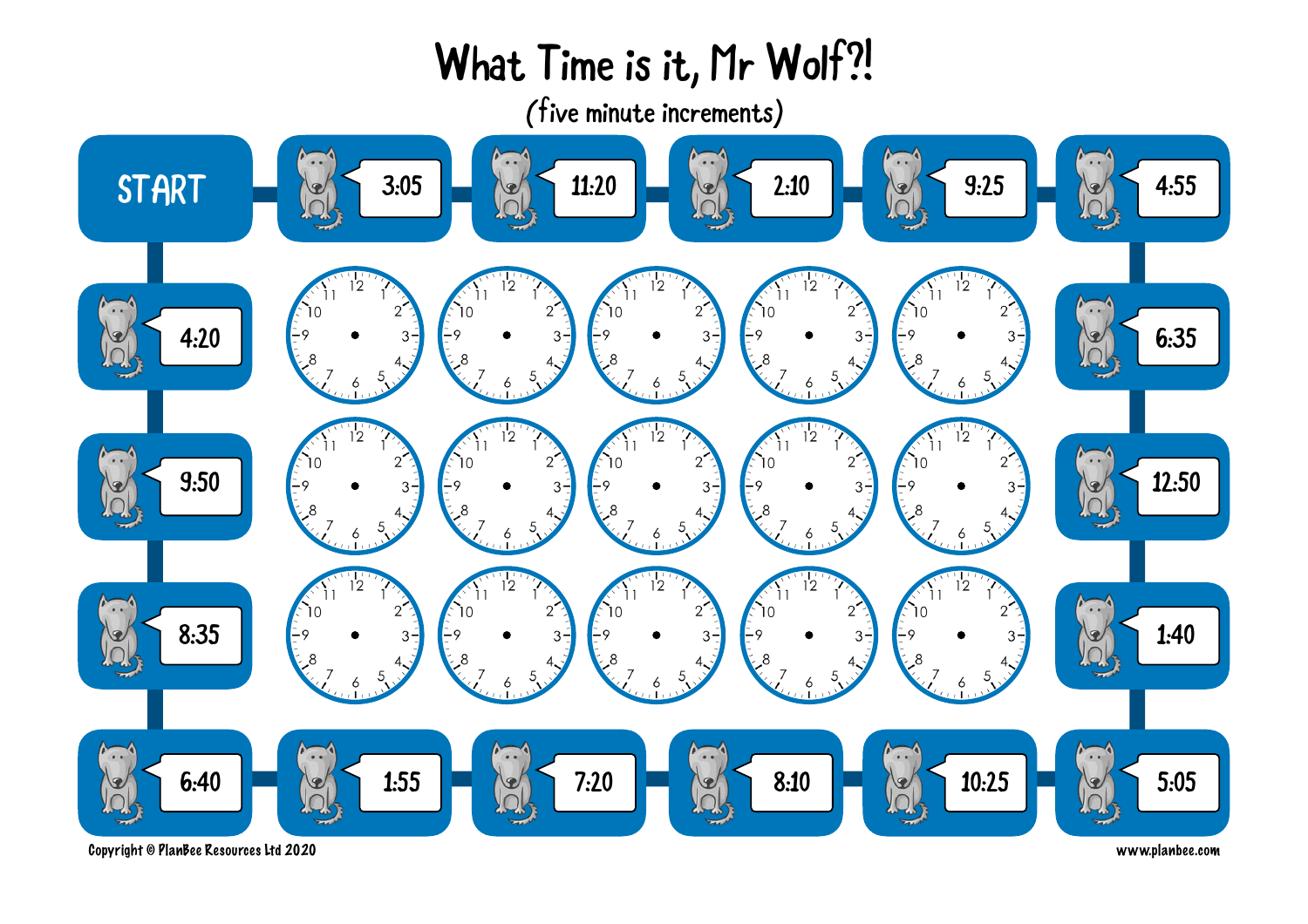# What Time is it, Mr Wolf?!

(five minute increments)

START

3:05

11:20

2:10

9:25

4:55

6:35

12:50

1:40

5:05

10:25

8:10

7:20

1:55

6:40

8:35

9:50

4:20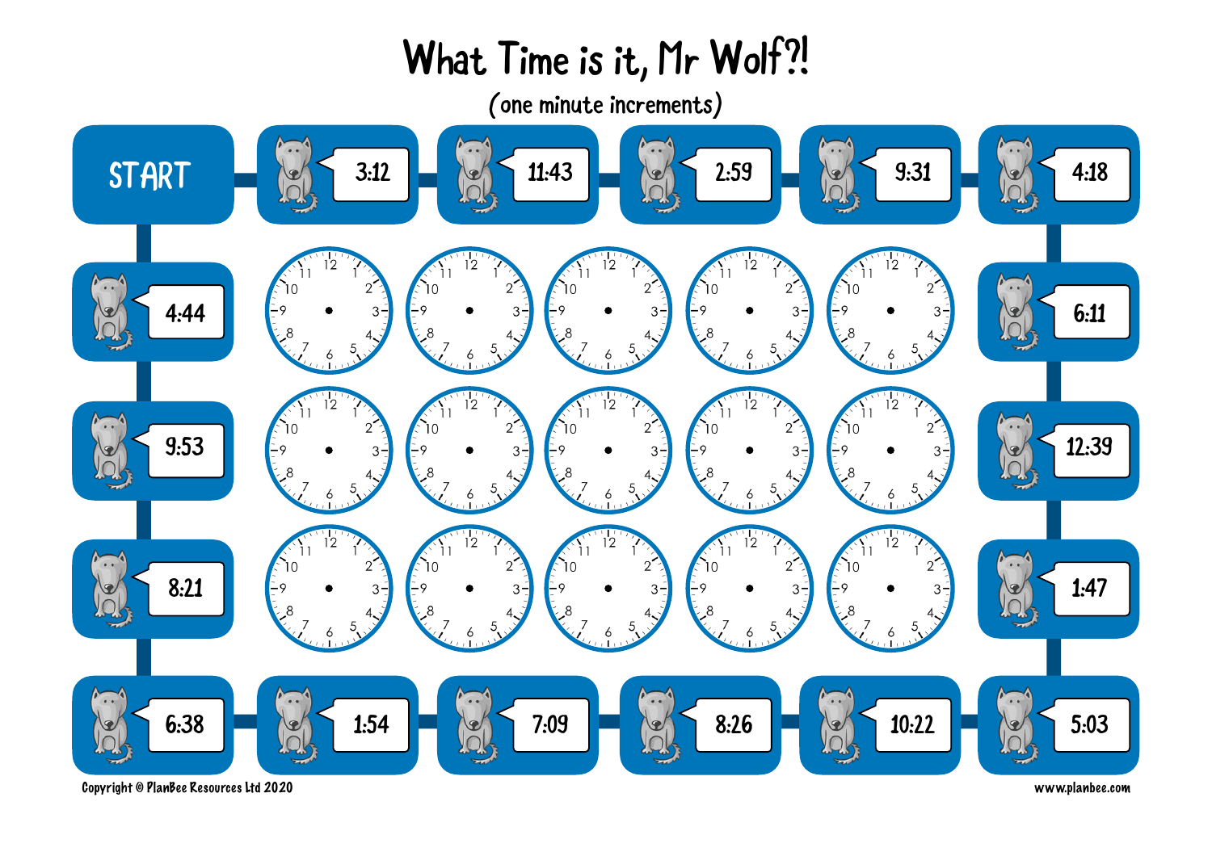# What Time is it, Mr Wolf?!

(one minute increments)

START

3:12

11:43

2:59

9:31

4:18

6:11

12:39

1:47

5:03

10:22

8:26

7:09

1:54

6:38

8:21

9:53

4:44

Copyright © PlanBee Resources Ltd 2020

www.planbee.com